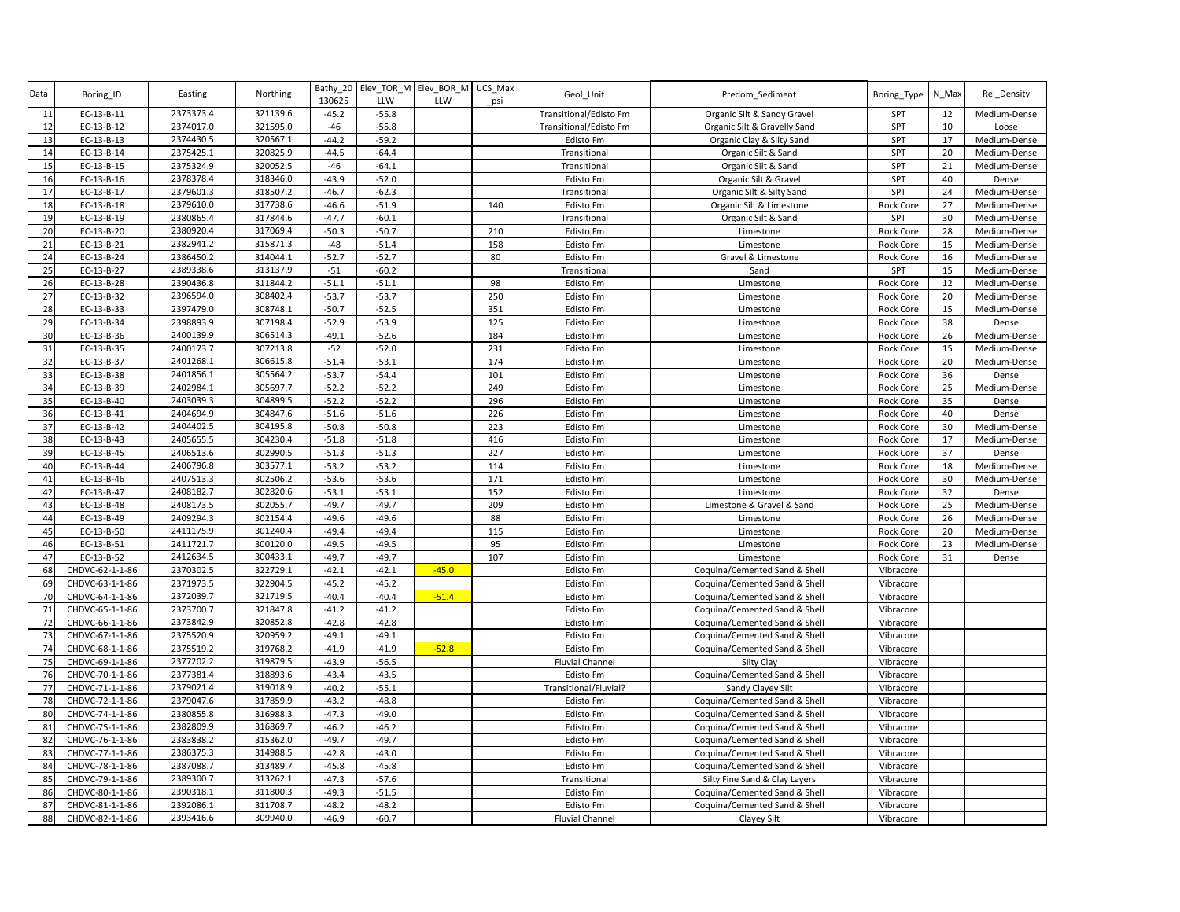| Data | Boring_ID | Easting | Northing | Bathy_20 130625 | Elev_TOR_M LLW | Elev_BOR_M LLW | UCS_Max _psi | Geol_Unit | Predom_Sediment | Boring_Type | N_Max | Rel_Density |
|---|---|---|---|---|---|---|---|---|---|---|---|---|
| 11 | EC-13-B-11 | 2373373.4 | 321139.6 | -45.2 | -55.8 | | | Transitional/Edisto Fm | Organic Silt & Sandy Gravel | SPT | 12 | Medium-Dense |
| 12 | EC-13-B-12 | 2374017.0 | 321595.0 | -46 | -55.8 | | | Transitional/Edisto Fm | Organic Silt & Gravelly Sand | SPT | 10 | Loose |
| 13 | EC-13-B-13 | 2374430.5 | 320567.1 | -44.2 | -59.2 | | | Edisto Fm | Organic Clay & Silty Sand | SPT | 17 | Medium-Dense |
| 14 | EC-13-B-14 | 2375425.1 | 320825.9 | -44.5 | -64.4 | | | Transitional | Organic Silt & Sand | SPT | 20 | Medium-Dense |
| 15 | EC-13-B-15 | 2375324.9 | 320052.5 | -46 | -64.1 | | | Transitional | Organic Silt & Sand | SPT | 21 | Medium-Dense |
| 16 | EC-13-B-16 | 2378378.4 | 318346.0 | -43.9 | -52.0 | | | Edisto Fm | Organic Silt & Gravel | SPT | 40 | Dense |
| 17 | EC-13-B-17 | 2379601.3 | 318507.2 | -46.7 | -62.3 | | | Transitional | Organic Silt & Silty Sand | SPT | 24 | Medium-Dense |
| 18 | EC-13-B-18 | 2379610.0 | 317738.6 | -46.6 | -51.9 | | 140 | Edisto Fm | Organic Silt & Limestone | Rock Core | 27 | Medium-Dense |
| 19 | EC-13-B-19 | 2380865.4 | 317844.6 | -47.7 | -60.1 | | | Transitional | Organic Silt & Sand | SPT | 30 | Medium-Dense |
| 20 | EC-13-B-20 | 2380920.4 | 317069.4 | -50.3 | -50.7 | | 210 | Edisto Fm | Limestone | Rock Core | 28 | Medium-Dense |
| 21 | EC-13-B-21 | 2382941.2 | 315871.3 | -48 | -51.4 | | 158 | Edisto Fm | Limestone | Rock Core | 15 | Medium-Dense |
| 24 | EC-13-B-24 | 2386450.2 | 314044.1 | -52.7 | -52.7 | | 80 | Edisto Fm | Gravel & Limestone | Rock Core | 16 | Medium-Dense |
| 25 | EC-13-B-27 | 2389338.6 | 313137.9 | -51 | -60.2 | | | Transitional | Sand | SPT | 15 | Medium-Dense |
| 26 | EC-13-B-28 | 2390436.8 | 311844.2 | -51.1 | -51.1 | | 98 | Edisto Fm | Limestone | Rock Core | 12 | Medium-Dense |
| 27 | EC-13-B-32 | 2396594.0 | 308402.4 | -53.7 | -53.7 | | 250 | Edisto Fm | Limestone | Rock Core | 20 | Medium-Dense |
| 28 | EC-13-B-33 | 2397479.0 | 308748.1 | -50.7 | -52.5 | | 351 | Edisto Fm | Limestone | Rock Core | 15 | Medium-Dense |
| 29 | EC-13-B-34 | 2398893.9 | 307198.4 | -52.9 | -53.9 | | 125 | Edisto Fm | Limestone | Rock Core | 38 | Dense |
| 30 | EC-13-B-36 | 2400139.9 | 306514.3 | -49.1 | -52.6 | | 184 | Edisto Fm | Limestone | Rock Core | 26 | Medium-Dense |
| 31 | EC-13-B-35 | 2400173.7 | 307213.8 | -52 | -52.0 | | 231 | Edisto Fm | Limestone | Rock Core | 15 | Medium-Dense |
| 32 | EC-13-B-37 | 2401268.1 | 306615.8 | -51.4 | -53.1 | | 174 | Edisto Fm | Limestone | Rock Core | 20 | Medium-Dense |
| 33 | EC-13-B-38 | 2401856.1 | 305564.2 | -53.7 | -54.4 | | 101 | Edisto Fm | Limestone | Rock Core | 36 | Dense |
| 34 | EC-13-B-39 | 2402984.1 | 305697.7 | -52.2 | -52.2 | | 249 | Edisto Fm | Limestone | Rock Core | 25 | Medium-Dense |
| 35 | EC-13-B-40 | 2403039.3 | 304899.5 | -52.2 | -52.2 | | 296 | Edisto Fm | Limestone | Rock Core | 35 | Dense |
| 36 | EC-13-B-41 | 2404694.9 | 304847.6 | -51.6 | -51.6 | | 226 | Edisto Fm | Limestone | Rock Core | 40 | Dense |
| 37 | EC-13-B-42 | 2404402.5 | 304195.8 | -50.8 | -50.8 | | 223 | Edisto Fm | Limestone | Rock Core | 30 | Medium-Dense |
| 38 | EC-13-B-43 | 2405655.5 | 304230.4 | -51.8 | -51.8 | | 416 | Edisto Fm | Limestone | Rock Core | 17 | Medium-Dense |
| 39 | EC-13-B-45 | 2406513.6 | 302990.5 | -51.3 | -51.3 | | 227 | Edisto Fm | Limestone | Rock Core | 37 | Dense |
| 40 | EC-13-B-44 | 2406796.8 | 303577.1 | -53.2 | -53.2 | | 114 | Edisto Fm | Limestone | Rock Core | 18 | Medium-Dense |
| 41 | EC-13-B-46 | 2407513.3 | 302506.2 | -53.6 | -53.6 | | 171 | Edisto Fm | Limestone | Rock Core | 30 | Medium-Dense |
| 42 | EC-13-B-47 | 2408182.7 | 302820.6 | -53.1 | -53.1 | | 152 | Edisto Fm | Limestone | Rock Core | 32 | Dense |
| 43 | EC-13-B-48 | 2408173.5 | 302055.7 | -49.7 | -49.7 | | 209 | Edisto Fm | Limestone & Gravel & Sand | Rock Core | 25 | Medium-Dense |
| 44 | EC-13-B-49 | 2409294.3 | 302154.4 | -49.6 | -49.6 | | 88 | Edisto Fm | Limestone | Rock Core | 26 | Medium-Dense |
| 45 | EC-13-B-50 | 2411175.9 | 301240.4 | -49.4 | -49.4 | | 115 | Edisto Fm | Limestone | Rock Core | 20 | Medium-Dense |
| 46 | EC-13-B-51 | 2411721.7 | 300120.0 | -49.5 | -49.5 | | 95 | Edisto Fm | Limestone | Rock Core | 23 | Medium-Dense |
| 47 | EC-13-B-52 | 2412634.5 | 300433.1 | -49.7 | -49.7 | | 107 | Edisto Fm | Limestone | Rock Core | 31 | Dense |
| 68 | CHDVC-62-1-1-86 | 2370302.5 | 322729.1 | -42.1 | -42.1 | -45.0 | | Edisto Fm | Coquina/Cemented Sand & Shell | Vibracore | | |
| 69 | CHDVC-63-1-1-86 | 2371973.5 | 322904.5 | -45.2 | -45.2 | | | Edisto Fm | Coquina/Cemented Sand & Shell | Vibracore | | |
| 70 | CHDVC-64-1-1-86 | 2372039.7 | 321719.5 | -40.4 | -40.4 | -51.4 | | Edisto Fm | Coquina/Cemented Sand & Shell | Vibracore | | |
| 71 | CHDVC-65-1-1-86 | 2373700.7 | 321847.8 | -41.2 | -41.2 | | | Edisto Fm | Coquina/Cemented Sand & Shell | Vibracore | | |
| 72 | CHDVC-66-1-1-86 | 2373842.9 | 320852.8 | -42.8 | -42.8 | | | Edisto Fm | Coquina/Cemented Sand & Shell | Vibracore | | |
| 73 | CHDVC-67-1-1-86 | 2375520.9 | 320959.2 | -49.1 | -49.1 | | | Edisto Fm | Coquina/Cemented Sand & Shell | Vibracore | | |
| 74 | CHDVC-68-1-1-86 | 2375519.2 | 319768.2 | -41.9 | -41.9 | -52.8 | | Edisto Fm | Coquina/Cemented Sand & Shell | Vibracore | | |
| 75 | CHDVC-69-1-1-86 | 2377202.2 | 319879.5 | -43.9 | -56.5 | | | Fluvial Channel | Silty Clay | Vibracore | | |
| 76 | CHDVC-70-1-1-86 | 2377381.4 | 318893.6 | -43.4 | -43.5 | | | Edisto Fm | Coquina/Cemented Sand & Shell | Vibracore | | |
| 77 | CHDVC-71-1-1-86 | 2379021.4 | 319018.9 | -40.2 | -55.1 | | | Transitional/Fluvial? | Sandy Clayey Silt | Vibracore | | |
| 78 | CHDVC-72-1-1-86 | 2379047.6 | 317859.9 | -43.2 | -48.8 | | | Edisto Fm | Coquina/Cemented Sand & Shell | Vibracore | | |
| 80 | CHDVC-74-1-1-86 | 2380855.8 | 316988.3 | -47.3 | -49.0 | | | Edisto Fm | Coquina/Cemented Sand & Shell | Vibracore | | |
| 81 | CHDVC-75-1-1-86 | 2382809.9 | 316869.7 | -46.2 | -46.2 | | | Edisto Fm | Coquina/Cemented Sand & Shell | Vibracore | | |
| 82 | CHDVC-76-1-1-86 | 2383838.2 | 315362.0 | -49.7 | -49.7 | | | Edisto Fm | Coquina/Cemented Sand & Shell | Vibracore | | |
| 83 | CHDVC-77-1-1-86 | 2386375.3 | 314988.5 | -42.8 | -43.0 | | | Edisto Fm | Coquina/Cemented Sand & Shell | Vibracore | | |
| 84 | CHDVC-78-1-1-86 | 2387088.7 | 313489.7 | -45.8 | -45.8 | | | Edisto Fm | Coquina/Cemented Sand & Shell | Vibracore | | |
| 85 | CHDVC-79-1-1-86 | 2389300.7 | 313262.1 | -47.3 | -57.6 | | | Transitional | Silty Fine Sand & Clay Layers | Vibracore | | |
| 86 | CHDVC-80-1-1-86 | 2390318.1 | 311800.3 | -49.3 | -51.5 | | | Edisto Fm | Coquina/Cemented Sand & Shell | Vibracore | | |
| 87 | CHDVC-81-1-1-86 | 2392086.1 | 311708.7 | -48.2 | -48.2 | | | Edisto Fm | Coquina/Cemented Sand & Shell | Vibracore | | |
| 88 | CHDVC-82-1-1-86 | 2393416.6 | 309940.0 | -46.9 | -60.7 | | | Fluvial Channel | Clayey Silt | Vibracore | | |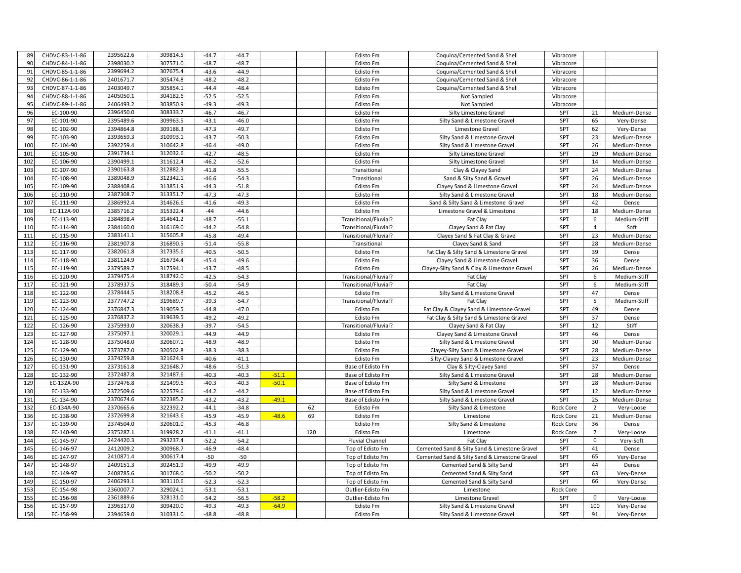| 89 | CHDVC-83-1-1-86 | 2395622.6 | 309814.5 | -44.7 | -44.7 | | | Edisto Fm | Coquina/Cemented Sand & Shell | Vibracore | | |
|---|---|---|---|---|---|---|---|---|---|---|---|---|
| 90 | CHDVC-84-1-1-86 | 2398030.2 | 307571.0 | -48.7 | -48.7 | | | Edisto Fm | Coquina/Cemented Sand & Shell | Vibracore | | |
| 91 | CHDVC-85-1-1-86 | 2399694.2 | 307675.4 | -43.6 | -44.9 | | | Edisto Fm | Coquina/Cemented Sand & Shell | Vibracore | | |
| 92 | CHDVC-86-1-1-86 | 2401671.7 | 305474.8 | -48.2 | -48.2 | | | Edisto Fm | Coquina/Cemented Sand & Shell | Vibracore | | |
| 93 | CHDVC-87-1-1-86 | 2403049.7 | 305854.1 | -44.4 | -48.4 | | | Edisto Fm | Coquina/Cemented Sand & Shell | Vibracore | | |
| 94 | CHDVC-88-1-1-86 | 2405050.1 | 304182.6 | -52.5 | -52.5 | | | Edisto Fm | Not Sampled | Vibracore | | |
| 95 | CHDVC-89-1-1-86 | 2406493.2 | 303850.9 | -49.3 | -49.3 | | | Edisto Fm | Not Sampled | Vibracore | | |
| 96 | EC-100-90 | 2396450.0 | 308333.7 | -46.7 | -46.7 | | | Edisto Fm | Silty Limestone Gravel | SPT | 21 | Medium-Dense |
| 97 | EC-101-90 | 2395489.6 | 309963.5 | -43.1 | -46.0 | | | Edisto Fm | Silty Sand & Limestone Gravel | SPT | 65 | Very-Dense |
| 98 | EC-102-90 | 2394864.8 | 309188.3 | -47.3 | -49.7 | | | Edisto Fm | Limestone Gravel | SPT | 62 | Very-Dense |
| 99 | EC-103-90 | 2393659.3 | 310993.1 | -43.7 | -50.3 | | | Edisto Fm | Silty Sand & Limestone Gravel | SPT | 23 | Medium-Dense |
| 100 | EC-104-90 | 2392259.4 | 310642.8 | -46.4 | -49.0 | | | Edisto Fm | Silty Sand & Limestone Gravel | SPT | 26 | Medium-Dense |
| 101 | EC-105-90 | 2391734.1 | 312032.6 | -42.7 | -48.5 | | | Edisto Fm | Silty Limestone Gravel | SPT | 29 | Medium-Dense |
| 102 | EC-106-90 | 2390499.1 | 311612.4 | -46.2 | -52.6 | | | Edisto Fm | Silty Limestone Gravel | SPT | 14 | Medium-Dense |
| 103 | EC-107-90 | 2390163.8 | 312882.3 | -41.8 | -55.5 | | | Transitional | Clay & Clayey Sand | SPT | 24 | Medium-Dense |
| 104 | EC-108-90 | 2389048.9 | 312342.1 | -46.6 | -54.3 | | | Transitional | Sand & Silty Sand & Gravel | SPT | 26 | Medium-Dense |
| 105 | EC-109-90 | 2388408.6 | 313851.9 | -44.3 | -51.8 | | | Edisto Fm | Clayey Sand & Limestone Gravel | SPT | 24 | Medium-Dense |
| 106 | EC-110-90 | 2387308.7 | 313351.7 | -47.3 | -47.3 | | | Edisto Fm | Silty Sand & Limestone Gravel | SPT | 18 | Medium-Dense |
| 107 | EC-111-90 | 2386992.4 | 314626.6 | -41.6 | -49.3 | | | Edisto Fm | Sand & Silty Sand & Limestone Gravel | SPT | 42 | Dense |
| 108 | EC-112A-90 | 2385716.2 | 315322.4 | -44 | -44.6 | | | Edisto Fm | Limestone Gravel & Limestone | SPT | 18 | Medium-Dense |
| 109 | EC-113-90 | 2384898.4 | 314641.2 | -48.7 | -55.1 | | | Transitional/Fluvial? | Fat Clay | SPT | 6 | Medium-Stiff |
| 110 | EC-114-90 | 2384160.0 | 316169.0 | -44.2 | -54.8 | | | Transitional/Fluvial? | Clayey Sand & Fat Clay | SPT | 4 | Soft |
| 111 | EC-115-90 | 2383141.1 | 315605.8 | -45.8 | -49.4 | | | Transitional/Fluvial? | Clayey Sand & Fat Clay & Gravel | SPT | 23 | Medium-Dense |
| 112 | EC-116-90 | 2381907.8 | 316890.5 | -51.4 | -55.8 | | | Transitional | Clayey Sand & Sand | SPT | 28 | Medium-Dense |
| 113 | EC-117-90 | 2382061.8 | 317335.6 | -40.5 | -50.5 | | | Edisto Fm | Fat Clay & Silty Sand & Limestone Gravel | SPT | 39 | Dense |
| 114 | EC-118-90 | 2381124.9 | 316734.4 | -45.4 | -49.6 | | | Edisto Fm | Clayey Sand & Limestone Gravel | SPT | 36 | Dense |
| 115 | EC-119-90 | 2379589.7 | 317594.1 | -43.7 | -48.5 | | | Edisto Fm | Clayey-Silty Sand & Clay & Limestone Gravel | SPT | 26 | Medium-Dense |
| 116 | EC-120-90 | 2379475.4 | 318742.0 | -42.5 | -54.3 | | | Transitional/Fluvial? | Fat Clay | SPT | 6 | Medium-Stiff |
| 117 | EC-121-90 | 2378937.5 | 318489.9 | -50.4 | -54.9 | | | Transitional/Fluvial? | Fat Clay | SPT | 6 | Medium-Stiff |
| 118 | EC-122-90 | 2378444.5 | 318208.8 | -45.2 | -46.5 | | | Edisto Fm | Silty Sand & Limestone Gravel | SPT | 47 | Dense |
| 119 | EC-123-90 | 2377747.2 | 319689.7 | -39.3 | -54.7 | | | Transitional/Fluvial? | Fat Clay | SPT | 5 | Medium-Stiff |
| 120 | EC-124-90 | 2376847.3 | 319059.5 | -44.8 | -47.0 | | | Edisto Fm | Fat Clay & Clayey Sand & Limestone Gravel | SPT | 49 | Dense |
| 121 | EC-125-90 | 2376837.2 | 319639.5 | -49.2 | -49.2 | | | Edisto Fm | Fat Clay & Silty Sand & Limestone Gravel | SPT | 37 | Dense |
| 122 | EC-126-90 | 2375993.0 | 320638.3 | -39.7 | -54.5 | | | Transitional/Fluvial? | Clayey Sand & Fat Clay | SPT | 12 | Stiff |
| 123 | EC-127-90 | 2375097.1 | 320029.1 | -44.9 | -44.9 | | | Edisto Fm | Clayey Sand & Limestone Gravel | SPT | 46 | Dense |
| 124 | EC-128-90 | 2375048.0 | 320607.1 | -48.9 | -48.9 | | | Edisto Fm | Silty Sand & Limestone Gravel | SPT | 30 | Medium-Dense |
| 125 | EC-129-90 | 2373787.0 | 320502.8 | -38.3 | -38.3 | | | Edisto Fm | Clayey-Silty Sand & Limestone Gravel | SPT | 28 | Medium-Dense |
| 126 | EC-130-90 | 2374259.8 | 321624.9 | -40.6 | -41.1 | | | Edisto Fm | Silty-Clayey Sand & Limestone Gravel | SPT | 23 | Medium-Dense |
| 127 | EC-131-90 | 2373161.8 | 321648.7 | -48.6 | -51.3 | | | Base of Edisto Fm | Clay & Silty-Clayey Sand | SPT | 37 | Dense |
| 128 | EC-132-90 | 2372487.8 | 321487.6 | -40.3 | -40.3 | -51.1 | | Base of Edisto Fm | Silty Sand & Limestone Gravel | SPT | 28 | Medium-Dense |
| 129 | EC-132A-90 | 2372476.8 | 321499.6 | -40.3 | -40.3 | -50.1 | | Base of Edisto Fm | Silty Sand & Limestone | SPT | 28 | Medium-Dense |
| 130 | EC-133-90 | 2372509.6 | 322579.6 | -44.2 | -44.2 | | | Base of Edisto Fm | Silty Sand & Limestone Gravel | SPT | 12 | Medium-Dense |
| 131 | EC-134-90 | 2370674.6 | 322385.2 | -43.2 | -43.2 | -49.1 | | Base of Edisto Fm | Silty Sand & Limestone Gravel | SPT | 25 | Medium-Dense |
| 132 | EC-134A-90 | 2370665.6 | 322392.2 | -44.1 | -34.8 | | 62 | Edisto Fm | Silty Sand & Limestone | Rock Core | 2 | Very-Loose |
| 136 | EC-138-90 | 2372699.8 | 321643.6 | -45.9 | -45.9 | -48.6 | 69 | Edisto Fm | Limestone | Rock Core | 21 | Medium-Dense |
| 137 | EC-139-90 | 2374504.0 | 320601.0 | -45.3 | -46.8 | | | Edisto Fm | Silty Sand & Limestone | Rock Core | 36 | Dense |
| 138 | EC-140-90 | 2375287.1 | 319928.2 | -41.1 | -41.1 | | 120 | Edisto Fm | Limestone | Rock Core | 7 | Very-Loose |
| 144 | EC-145-97 | 2424420.3 | 293237.4 | -52.2 | -54.2 | | | Fluvial Channel | Fat Clay | SPT | 0 | Very-Soft |
| 145 | EC-146-97 | 2412009.2 | 300968.7 | -46.9 | -48.4 | | | Top of Edisto Fm | Cemented Sand & Silty Sand & Limestone Gravel | SPT | 41 | Dense |
| 146 | EC-147-97 | 2410871.4 | 300617.4 | -50 | -50 | | | Top of Edisto Fm | Cemented Sand & Silty Sand & Limestone Gravel | SPT | 65 | Very-Dense |
| 147 | EC-148-97 | 2409151.3 | 302451.9 | -49.9 | -49.9 | | | Top of Edisto Fm | Cemented Sand & Silty Sand | SPT | 44 | Dense |
| 148 | EC-149-97 | 2408785.6 | 301768.0 | -50.2 | -50.2 | | | Top of Edisto Fm | Cemented Sand & Silty Sand | SPT | 63 | Very-Dense |
| 149 | EC-150-97 | 2406293.1 | 303110.6 | -52.3 | -52.3 | | | Top of Edisto Fm | Cemented Sand & Silty Sand | SPT | 66 | Very-Dense |
| 153 | EC-154-98 | 2360007.7 | 329024.1 | -53.1 | -53.1 | | | Outlier-Edisto Fm | Limestone | Rock Core | | |
| 155 | EC-156-98 | 2361889.6 | 328131.0 | -54.2 | -56.5 | -58.2 | | Outlier-Edisto Fm | Limestone Gravel | SPT | 0 | Very-Loose |
| 156 | EC-157-99 | 2396317.0 | 309420.0 | -49.3 | -49.3 | -64.9 | | Edisto Fm | Silty Sand & Limestone Gravel | SPT | 100 | Very-Dense |
| 158 | EC-158-99 | 2394659.0 | 310331.0 | -48.8 | -48.8 | | | Edisto Fm | Silty Sand & Limestone Gravel | SPT | 91 | Very-Dense |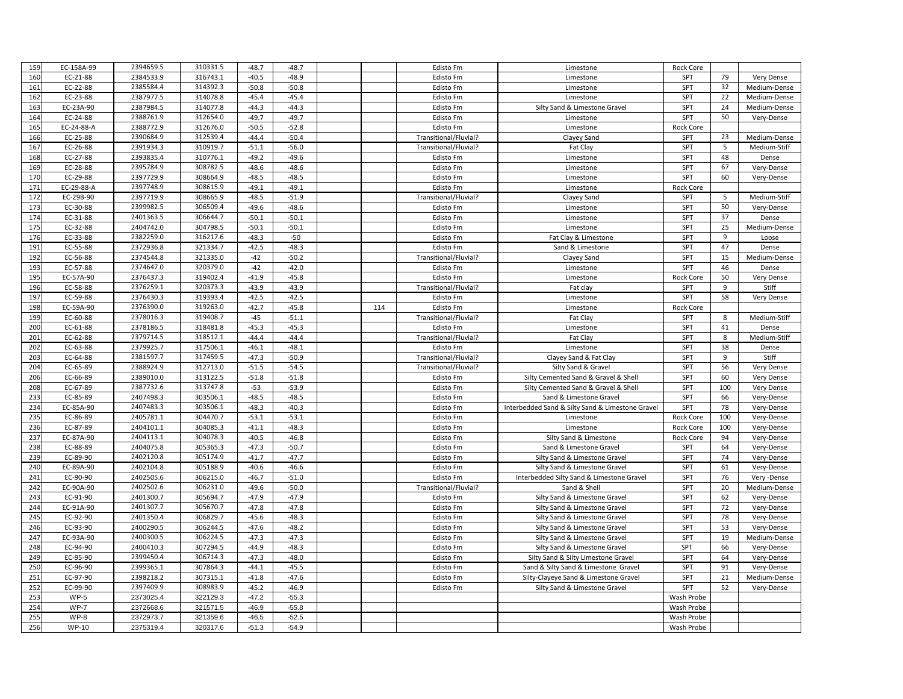| | | | | | | | | | | | | |
|---|---|---|---|---|---|---|---|---|---|---|---|---|
| 159 | EC-158A-99 | 2394659.5 | 310331.5 | -48.7 | -48.7 | | | Edisto Fm | Limestone | Rock Core | | |
| 160 | EC-21-88 | 2384533.9 | 316743.1 | -40.5 | -48.9 | | | Edisto Fm | Limestone | SPT | 79 | Very Dense |
| 161 | EC-22-88 | 2385584.4 | 314392.3 | -50.8 | -50.8 | | | Edisto Fm | Limestone | SPT | 32 | Medium-Dense |
| 162 | EC-23-88 | 2387977.5 | 314078.8 | -45.4 | -45.4 | | | Edisto Fm | Limestone | SPT | 22 | Medium-Dense |
| 163 | EC-23A-90 | 2387984.5 | 314077.8 | -44.3 | -44.3 | | | Edisto Fm | Silty Sand & Limestone Gravel | SPT | 24 | Medium-Dense |
| 164 | EC-24-88 | 2388761.9 | 312654.0 | -49.7 | -49.7 | | | Edisto Fm | Limestone | SPT | 50 | Very-Dense |
| 165 | EC-24-88-A | 2388772.9 | 312676.0 | -50.5 | -52.8 | | | Edisto Fm | Limestone | Rock Core | | |
| 166 | EC-25-88 | 2390684.9 | 312539.4 | -44.4 | -50.4 | | | Transitional/Fluvial? | Clayey Sand | SPT | 23 | Medium-Dense |
| 167 | EC-26-88 | 2391934.3 | 310919.7 | -51.1 | -56.0 | | | Transitional/Fluvial? | Fat Clay | SPT | 5 | Medium-Stiff |
| 168 | EC-27-88 | 2393835.4 | 310776.1 | -49.2 | -49.6 | | | Edisto Fm | Limestone | SPT | 48 | Dense |
| 169 | EC-28-88 | 2395784.9 | 308782.5 | -48.6 | -48.6 | | | Edisto Fm | Limestone | SPT | 67 | Very-Dense |
| 170 | EC-29-88 | 2397729.9 | 308664.9 | -48.5 | -48.5 | | | Edisto Fm | Limestone | SPT | 60 | Very-Dense |
| 171 | EC-29-88-A | 2397748.9 | 308615.9 | -49.1 | -49.1 | | | Edisto Fm | Limestone | Rock Core | | |
| 172 | EC-29B-90 | 2397719.9 | 308665.9 | -48.5 | -51.9 | | | Transitional/Fluvial? | Clayey Sand | SPT | 5 | Medium-Stiff |
| 173 | EC-30-88 | 2399982.5 | 306509.4 | -49.6 | -48.6 | | | Edisto Fm | Limestone | SPT | 50 | Very-Dense |
| 174 | EC-31-88 | 2401363.5 | 306644.7 | -50.1 | -50.1 | | | Edisto Fm | Limestone | SPT | 37 | Dense |
| 175 | EC-32-88 | 2404742.0 | 304798.5 | -50.1 | -50.1 | | | Edisto Fm | Limestone | SPT | 25 | Medium-Dense |
| 176 | EC-33-88 | 2382259.0 | 316217.6 | -48.3 | -50 | | | Edisto Fm | Fat Clay & Limestone | SPT | 9 | Loose |
| 191 | EC-55-88 | 2372936.8 | 321334.7 | -42.5 | -48.3 | | | Edisto Fm | Sand & Limestone | SPT | 47 | Dense |
| 192 | EC-56-88 | 2374544.8 | 321335.0 | -42 | -50.2 | | | Transitional/Fluvial? | Clayey Sand | SPT | 15 | Medium-Dense |
| 193 | EC-57-88 | 2374647.0 | 320379.0 | -42 | -42.0 | | | Edisto Fm | Limestone | SPT | 46 | Dense |
| 195 | EC-57A-90 | 2376437.3 | 319402.4 | -41.9 | -45.8 | | | Edisto Fm | Limestone | Rock Core | 50 | Very Dense |
| 196 | EC-58-88 | 2376259.1 | 320373.3 | -43.9 | -43.9 | | | Transitional/Fluvial? | Fat clay | SPT | 9 | Stiff |
| 197 | EC-59-88 | 2376430.3 | 319393.4 | -42.5 | -42.5 | | | Edisto Fm | Limestone | SPT | 58 | Very Dense |
| 198 | EC-59A-90 | 2376390.0 | 319263.0 | -42.7 | -45.8 | | 114 | Edisto Fm | Limestone | Rock Core | | |
| 199 | EC-60-88 | 2378016.3 | 319408.7 | -45 | -51.1 | | | Transitional/Fluvial? | Fat Clay | SPT | 8 | Medium-Stiff |
| 200 | EC-61-88 | 2378186.5 | 318481.8 | -45.3 | -45.3 | | | Edisto Fm | Limestone | SPT | 41 | Dense |
| 201 | EC-62-88 | 2379714.5 | 318512.1 | -44.4 | -44.4 | | | Transitional/Fluvial? | Fat Clay | SPT | 8 | Medium-Stiff |
| 202 | EC-63-88 | 2379925.7 | 317506.1 | -46.1 | -48.1 | | | Edisto Fm | Limestone | SPT | 38 | Dense |
| 203 | EC-64-88 | 2381597.7 | 317459.5 | -47.3 | -50.9 | | | Transitional/Fluvial? | Clayey Sand & Fat Clay | SPT | 9 | Stiff |
| 204 | EC-65-89 | 2388924.9 | 312713.0 | -51.5 | -54.5 | | | Transitional/Fluvial? | Silty Sand & Gravel | SPT | 56 | Very Dense |
| 206 | EC-66-89 | 2389010.0 | 313122.5 | -51.8 | -51.8 | | | Edisto Fm | Silty Cemented Sand & Gravel & Shell | SPT | 60 | Very Dense |
| 208 | EC-67-89 | 2387732.6 | 313747.8 | -53 | -53.9 | | | Edisto Fm | Silty Cemented Sand & Gravel & Shell | SPT | 100 | Very Dense |
| 233 | EC-85-89 | 2407498.3 | 303506.1 | -48.5 | -48.5 | | | Edisto Fm | Sand & Limestone Gravel | SPT | 66 | Very-Dense |
| 234 | EC-85A-90 | 2407483.3 | 303506.1 | -48.3 | -40.3 | | | Edisto Fm | Interbedded Sand & Silty Sand & Limestone Gravel | SPT | 78 | Very-Dense |
| 235 | EC-86-89 | 2405781.1 | 304470.7 | -53.1 | -53.1 | | | Edisto Fm | Limestone | Rock Core | 100 | Very-Dense |
| 236 | EC-87-89 | 2404101.1 | 304085.3 | -41.1 | -48.3 | | | Edisto Fm | Limestone | Rock Core | 100 | Very-Dense |
| 237 | EC-87A-90 | 2404113.1 | 304078.3 | -40.5 | -46.8 | | | Edisto Fm | Silty Sand & Limestone | Rock Core | 94 | Very-Dense |
| 238 | EC-88-89 | 2404075.8 | 305365.3 | -47.3 | -50.7 | | | Edisto Fm | Sand & Limestone Gravel | SPT | 64 | Very-Dense |
| 239 | EC-89-90 | 2402120.8 | 305174.9 | -41.7 | -47.7 | | | Edisto Fm | Silty Sand & Limestone Gravel | SPT | 74 | Very-Dense |
| 240 | EC-89A-90 | 2402104.8 | 305188.9 | -40.6 | -46.6 | | | Edisto Fm | Silty Sand & Limestone Gravel | SPT | 61 | Very-Dense |
| 241 | EC-90-90 | 2402505.6 | 306215.0 | -46.7 | -51.0 | | | Edisto Fm | Interbedded Silty Sand & Limestone Gravel | SPT | 76 | Very -Dense |
| 242 | EC-90A-90 | 2402502.6 | 306231.0 | -49.6 | -50.0 | | | Transitional/Fluvial? | Sand & Shell | SPT | 20 | Medium-Dense |
| 243 | EC-91-90 | 2401300.7 | 305694.7 | -47.9 | -47.9 | | | Edisto Fm | Silty Sand & Limestone Gravel | SPT | 62 | Very-Dense |
| 244 | EC-91A-90 | 2401307.7 | 305670.7 | -47.8 | -47.8 | | | Edisto Fm | Silty Sand & Limestone Gravel | SPT | 72 | Very-Dense |
| 245 | EC-92-90 | 2401350.4 | 306829.7 | -45.6 | -48.3 | | | Edisto Fm | Silty Sand & Limestone Gravel | SPT | 78 | Very-Dense |
| 246 | EC-93-90 | 2400290.5 | 306244.5 | -47.6 | -48.2 | | | Edisto Fm | Silty Sand & Limestone Gravel | SPT | 53 | Very-Dense |
| 247 | EC-93A-90 | 2400300.5 | 306224.5 | -47.3 | -47.3 | | | Edisto Fm | Silty Sand & Limestone Gravel | SPT | 19 | Medium-Dense |
| 248 | EC-94-90 | 2400410.3 | 307294.5 | -44.9 | -48.3 | | | Edisto Fm | Silty Sand & Limestone Gravel | SPT | 66 | Very-Dense |
| 249 | EC-95-90 | 2399450.4 | 306714.3 | -47.3 | -48.0 | | | Edisto Fm | Silty Sand & Silty Limestone Gravel | SPT | 64 | Very-Dense |
| 250 | EC-96-90 | 2399365.1 | 307864.3 | -44.1 | -45.5 | | | Edisto Fm | Sand & Silty Sand & Limestone Gravel | SPT | 91 | Very-Dense |
| 251 | EC-97-90 | 2398218.2 | 307315.1 | -41.8 | -47.6 | | | Edisto Fm | Silty-Clayeye Sand & Limestone Gravel | SPT | 21 | Medium-Dense |
| 252 | EC-99-90 | 2397409.9 | 308983.9 | -45.2 | -46.9 | | | Edisto Fm | Silty Sand & Limestone Gravel | SPT | 52 | Very-Dense |
| 253 | WP-5 | 2373025.4 | 322129.3 | -47.2 | -55.3 | | | | | Wash Probe | | |
| 254 | WP-7 | 2372668.6 | 321571.5 | -46.9 | -55.8 | | | | | Wash Probe | | |
| 255 | WP-8 | 2372973.7 | 321359.6 | -46.5 | -52.5 | | | | | Wash Probe | | |
| 256 | WP-10 | 2375319.4 | 320317.6 | -51.3 | -54.9 | | | | | Wash Probe | | |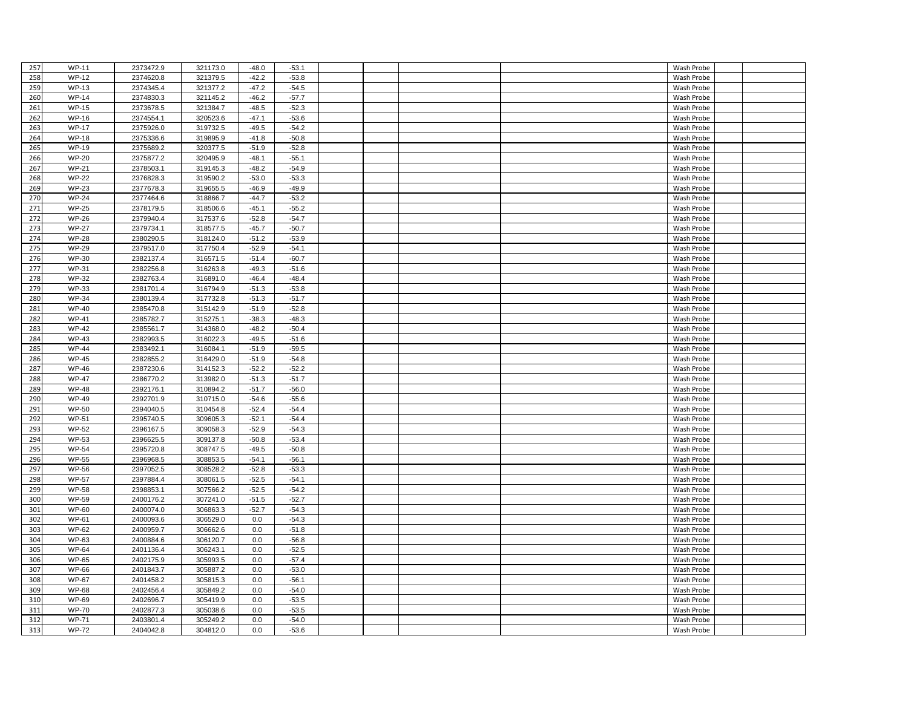| | | | | | | | | | | | | |
|---|---|---|---|---|---|---|---|---|---|---|---|---|
| 257 | WP-11 | 2373472.9 | 321173.0 | -48.0 | -53.1 | | | | | Wash Probe | | |
| 258 | WP-12 | 2374620.8 | 321379.5 | -42.2 | -53.8 | | | | | Wash Probe | | |
| 259 | WP-13 | 2374345.4 | 321377.2 | -47.2 | -54.5 | | | | | Wash Probe | | |
| 260 | WP-14 | 2374830.3 | 321145.2 | -46.2 | -57.7 | | | | | Wash Probe | | |
| 261 | WP-15 | 2373678.5 | 321384.7 | -48.5 | -52.3 | | | | | Wash Probe | | |
| 262 | WP-16 | 2374554.1 | 320523.6 | -47.1 | -53.6 | | | | | Wash Probe | | |
| 263 | WP-17 | 2375926.0 | 319732.5 | -49.5 | -54.2 | | | | | Wash Probe | | |
| 264 | WP-18 | 2375336.6 | 319895.9 | -41.8 | -50.8 | | | | | Wash Probe | | |
| 265 | WP-19 | 2375689.2 | 320377.5 | -51.9 | -52.8 | | | | | Wash Probe | | |
| 266 | WP-20 | 2375877.2 | 320495.9 | -48.1 | -55.1 | | | | | Wash Probe | | |
| 267 | WP-21 | 2378503.1 | 319145.3 | -48.2 | -54.9 | | | | | Wash Probe | | |
| 268 | WP-22 | 2376828.3 | 319590.2 | -53.0 | -53.3 | | | | | Wash Probe | | |
| 269 | WP-23 | 2377678.3 | 319655.5 | -46.9 | -49.9 | | | | | Wash Probe | | |
| 270 | WP-24 | 2377464.6 | 318866.7 | -44.7 | -53.2 | | | | | Wash Probe | | |
| 271 | WP-25 | 2378179.5 | 318506.6 | -45.1 | -55.2 | | | | | Wash Probe | | |
| 272 | WP-26 | 2379940.4 | 317537.6 | -52.8 | -54.7 | | | | | Wash Probe | | |
| 273 | WP-27 | 2379734.1 | 318577.5 | -45.7 | -50.7 | | | | | Wash Probe | | |
| 274 | WP-28 | 2380290.5 | 318124.0 | -51.2 | -53.9 | | | | | Wash Probe | | |
| 275 | WP-29 | 2379517.0 | 317750.4 | -52.9 | -54.1 | | | | | Wash Probe | | |
| 276 | WP-30 | 2382137.4 | 316571.5 | -51.4 | -60.7 | | | | | Wash Probe | | |
| 277 | WP-31 | 2382256.8 | 316263.8 | -49.3 | -51.6 | | | | | Wash Probe | | |
| 278 | WP-32 | 2382763.4 | 316891.0 | -46.4 | -48.4 | | | | | Wash Probe | | |
| 279 | WP-33 | 2381701.4 | 316794.9 | -51.3 | -53.8 | | | | | Wash Probe | | |
| 280 | WP-34 | 2380139.4 | 317732.8 | -51.3 | -51.7 | | | | | Wash Probe | | |
| 281 | WP-40 | 2385470.8 | 315142.9 | -51.9 | -52.8 | | | | | Wash Probe | | |
| 282 | WP-41 | 2385782.7 | 315275.1 | -38.3 | -48.3 | | | | | Wash Probe | | |
| 283 | WP-42 | 2385561.7 | 314368.0 | -48.2 | -50.4 | | | | | Wash Probe | | |
| 284 | WP-43 | 2382993.5 | 316022.3 | -49.5 | -51.6 | | | | | Wash Probe | | |
| 285 | WP-44 | 2383492.1 | 316084.1 | -51.9 | -59.5 | | | | | Wash Probe | | |
| 286 | WP-45 | 2382855.2 | 316429.0 | -51.9 | -54.8 | | | | | Wash Probe | | |
| 287 | WP-46 | 2387230.6 | 314152.3 | -52.2 | -52.2 | | | | | Wash Probe | | |
| 288 | WP-47 | 2386770.2 | 313982.0 | -51.3 | -51.7 | | | | | Wash Probe | | |
| 289 | WP-48 | 2392176.1 | 310894.2 | -51.7 | -56.0 | | | | | Wash Probe | | |
| 290 | WP-49 | 2392701.9 | 310715.0 | -54.6 | -55.6 | | | | | Wash Probe | | |
| 291 | WP-50 | 2394040.5 | 310454.8 | -52.4 | -54.4 | | | | | Wash Probe | | |
| 292 | WP-51 | 2395740.5 | 309605.3 | -52.1 | -54.4 | | | | | Wash Probe | | |
| 293 | WP-52 | 2396167.5 | 309058.3 | -52.9 | -54.3 | | | | | Wash Probe | | |
| 294 | WP-53 | 2396625.5 | 309137.8 | -50.8 | -53.4 | | | | | Wash Probe | | |
| 295 | WP-54 | 2395720.8 | 308747.5 | -49.5 | -50.8 | | | | | Wash Probe | | |
| 296 | WP-55 | 2396968.5 | 308853.5 | -54.1 | -56.1 | | | | | Wash Probe | | |
| 297 | WP-56 | 2397052.5 | 308528.2 | -52.8 | -53.3 | | | | | Wash Probe | | |
| 298 | WP-57 | 2397884.4 | 308061.5 | -52.5 | -54.1 | | | | | Wash Probe | | |
| 299 | WP-58 | 2398853.1 | 307566.2 | -52.5 | -54.2 | | | | | Wash Probe | | |
| 300 | WP-59 | 2400176.2 | 307241.0 | -51.5 | -52.7 | | | | | Wash Probe | | |
| 301 | WP-60 | 2400074.0 | 306863.3 | -52.7 | -54.3 | | | | | Wash Probe | | |
| 302 | WP-61 | 2400093.6 | 306529.0 | 0.0 | -54.3 | | | | | Wash Probe | | |
| 303 | WP-62 | 2400959.7 | 306662.6 | 0.0 | -51.8 | | | | | Wash Probe | | |
| 304 | WP-63 | 2400884.6 | 306120.7 | 0.0 | -56.8 | | | | | Wash Probe | | |
| 305 | WP-64 | 2401136.4 | 306243.1 | 0.0 | -52.5 | | | | | Wash Probe | | |
| 306 | WP-65 | 2402175.9 | 305993.5 | 0.0 | -57.4 | | | | | Wash Probe | | |
| 307 | WP-66 | 2401843.7 | 305887.2 | 0.0 | -53.0 | | | | | Wash Probe | | |
| 308 | WP-67 | 2401458.2 | 305815.3 | 0.0 | -56.1 | | | | | Wash Probe | | |
| 309 | WP-68 | 2402456.4 | 305849.2 | 0.0 | -54.0 | | | | | Wash Probe | | |
| 310 | WP-69 | 2402696.7 | 305419.9 | 0.0 | -53.5 | | | | | Wash Probe | | |
| 311 | WP-70 | 2402877.3 | 305038.6 | 0.0 | -53.5 | | | | | Wash Probe | | |
| 312 | WP-71 | 2403801.4 | 305249.2 | 0.0 | -54.0 | | | | | Wash Probe | | |
| 313 | WP-72 | 2404042.8 | 304812.0 | 0.0 | -53.6 | | | | | Wash Probe | | |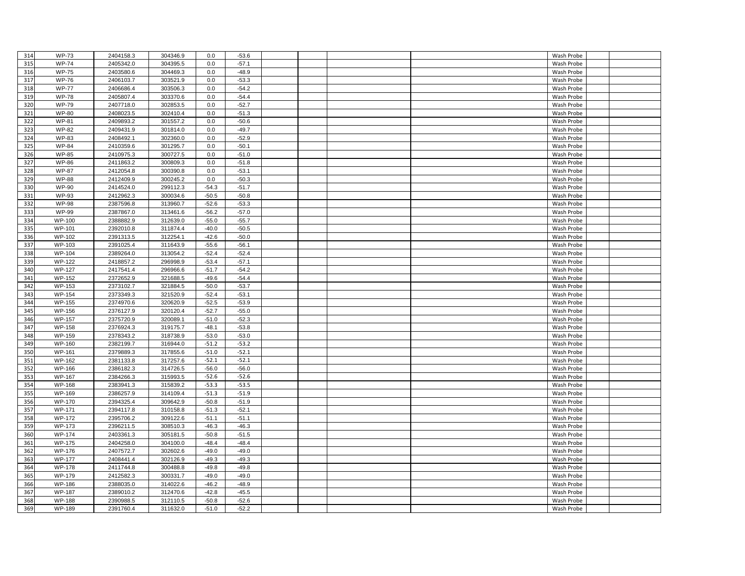| | | | | | | | | | | | | |
|---|---|---|---|---|---|---|---|---|---|---|---|---|
| 314 | WP-73 | 2404158.3 | 304346.9 | 0.0 | -53.6 | | | | | Wash Probe | | |
| 315 | WP-74 | 2405342.0 | 304395.5 | 0.0 | -57.1 | | | | | Wash Probe | | |
| 316 | WP-75 | 2403580.6 | 304469.3 | 0.0 | -48.9 | | | | | Wash Probe | | |
| 317 | WP-76 | 2406103.7 | 303521.9 | 0.0 | -53.3 | | | | | Wash Probe | | |
| 318 | WP-77 | 2406686.4 | 303506.3 | 0.0 | -54.2 | | | | | Wash Probe | | |
| 319 | WP-78 | 2405807.4 | 303370.6 | 0.0 | -54.4 | | | | | Wash Probe | | |
| 320 | WP-79 | 2407718.0 | 302853.5 | 0.0 | -52.7 | | | | | Wash Probe | | |
| 321 | WP-80 | 2408023.5 | 302410.4 | 0.0 | -51.3 | | | | | Wash Probe | | |
| 322 | WP-81 | 2409893.2 | 301557.2 | 0.0 | -50.6 | | | | | Wash Probe | | |
| 323 | WP-82 | 2409431.9 | 301814.0 | 0.0 | -49.7 | | | | | Wash Probe | | |
| 324 | WP-83 | 2408492.1 | 302360.0 | 0.0 | -52.9 | | | | | Wash Probe | | |
| 325 | WP-84 | 2410359.6 | 301295.7 | 0.0 | -50.1 | | | | | Wash Probe | | |
| 326 | WP-85 | 2410975.3 | 300727.5 | 0.0 | -51.0 | | | | | Wash Probe | | |
| 327 | WP-86 | 2411863.2 | 300809.3 | 0.0 | -51.8 | | | | | Wash Probe | | |
| 328 | WP-87 | 2412054.8 | 300390.8 | 0.0 | -53.1 | | | | | Wash Probe | | |
| 329 | WP-88 | 2412409.9 | 300245.2 | 0.0 | -50.3 | | | | | Wash Probe | | |
| 330 | WP-90 | 2414524.0 | 299112.3 | -54.3 | -51.7 | | | | | Wash Probe | | |
| 331 | WP-93 | 2412962.3 | 300034.6 | -50.5 | -50.8 | | | | | Wash Probe | | |
| 332 | WP-98 | 2387596.8 | 313960.7 | -52.6 | -53.3 | | | | | Wash Probe | | |
| 333 | WP-99 | 2387867.0 | 313461.6 | -56.2 | -57.0 | | | | | Wash Probe | | |
| 334 | WP-100 | 2388882.9 | 312639.0 | -55.0 | -55.7 | | | | | Wash Probe | | |
| 335 | WP-101 | 2392010.8 | 311874.4 | -40.0 | -50.5 | | | | | Wash Probe | | |
| 336 | WP-102 | 2391313.5 | 312254.1 | -42.6 | -50.0 | | | | | Wash Probe | | |
| 337 | WP-103 | 2391025.4 | 311643.9 | -55.6 | -56.1 | | | | | Wash Probe | | |
| 338 | WP-104 | 2389264.0 | 313054.2 | -52.4 | -52.4 | | | | | Wash Probe | | |
| 339 | WP-122 | 2418857.2 | 296998.9 | -53.4 | -57.1 | | | | | Wash Probe | | |
| 340 | WP-127 | 2417541.4 | 296966.6 | -51.7 | -54.2 | | | | | Wash Probe | | |
| 341 | WP-152 | 2372652.9 | 321688.5 | -49.6 | -54.4 | | | | | Wash Probe | | |
| 342 | WP-153 | 2373102.7 | 321884.5 | -50.0 | -53.7 | | | | | Wash Probe | | |
| 343 | WP-154 | 2373349.3 | 321520.9 | -52.4 | -53.1 | | | | | Wash Probe | | |
| 344 | WP-155 | 2374970.6 | 320620.9 | -52.5 | -53.9 | | | | | Wash Probe | | |
| 345 | WP-156 | 2376127.9 | 320120.4 | -52.7 | -55.0 | | | | | Wash Probe | | |
| 346 | WP-157 | 2375720.9 | 320089.1 | -51.0 | -52.3 | | | | | Wash Probe | | |
| 347 | WP-158 | 2376924.3 | 319175.7 | -48.1 | -53.8 | | | | | Wash Probe | | |
| 348 | WP-159 | 2378343.2 | 318738.9 | -53.0 | -53.0 | | | | | Wash Probe | | |
| 349 | WP-160 | 2382199.7 | 316944.0 | -51.2 | -53.2 | | | | | Wash Probe | | |
| 350 | WP-161 | 2379889.3 | 317855.6 | -51.0 | -52.1 | | | | | Wash Probe | | |
| 351 | WP-162 | 2381133.8 | 317257.6 | -52.1 | -52.1 | | | | | Wash Probe | | |
| 352 | WP-166 | 2386182.3 | 314726.5 | -56.0 | -56.0 | | | | | Wash Probe | | |
| 353 | WP-167 | 2384266.3 | 315993.5 | -52.6 | -52.6 | | | | | Wash Probe | | |
| 354 | WP-168 | 2383941.3 | 315839.2 | -53.3 | -53.5 | | | | | Wash Probe | | |
| 355 | WP-169 | 2386257.9 | 314109.4 | -51.3 | -51.9 | | | | | Wash Probe | | |
| 356 | WP-170 | 2394325.4 | 309642.9 | -50.8 | -51.9 | | | | | Wash Probe | | |
| 357 | WP-171 | 2394117.8 | 310158.8 | -51.3 | -52.1 | | | | | Wash Probe | | |
| 358 | WP-172 | 2395706.2 | 309122.6 | -51.1 | -51.1 | | | | | Wash Probe | | |
| 359 | WP-173 | 2396211.5 | 308510.3 | -46.3 | -46.3 | | | | | Wash Probe | | |
| 360 | WP-174 | 2403361.3 | 305181.5 | -50.8 | -51.5 | | | | | Wash Probe | | |
| 361 | WP-175 | 2404258.0 | 304100.0 | -48.4 | -48.4 | | | | | Wash Probe | | |
| 362 | WP-176 | 2407572.7 | 302602.6 | -49.0 | -49.0 | | | | | Wash Probe | | |
| 363 | WP-177 | 2408441.4 | 302126.9 | -49.3 | -49.3 | | | | | Wash Probe | | |
| 364 | WP-178 | 2411744.8 | 300488.8 | -49.8 | -49.8 | | | | | Wash Probe | | |
| 365 | WP-179 | 2412582.3 | 300331.7 | -49.0 | -49.0 | | | | | Wash Probe | | |
| 366 | WP-186 | 2388035.0 | 314022.6 | -46.2 | -48.9 | | | | | Wash Probe | | |
| 367 | WP-187 | 2389010.2 | 312470.6 | -42.8 | -45.5 | | | | | Wash Probe | | |
| 368 | WP-188 | 2390988.5 | 312110.5 | -50.8 | -52.6 | | | | | Wash Probe | | |
| 369 | WP-189 | 2391760.4 | 311632.0 | -51.0 | -52.2 | | | | | Wash Probe | | |